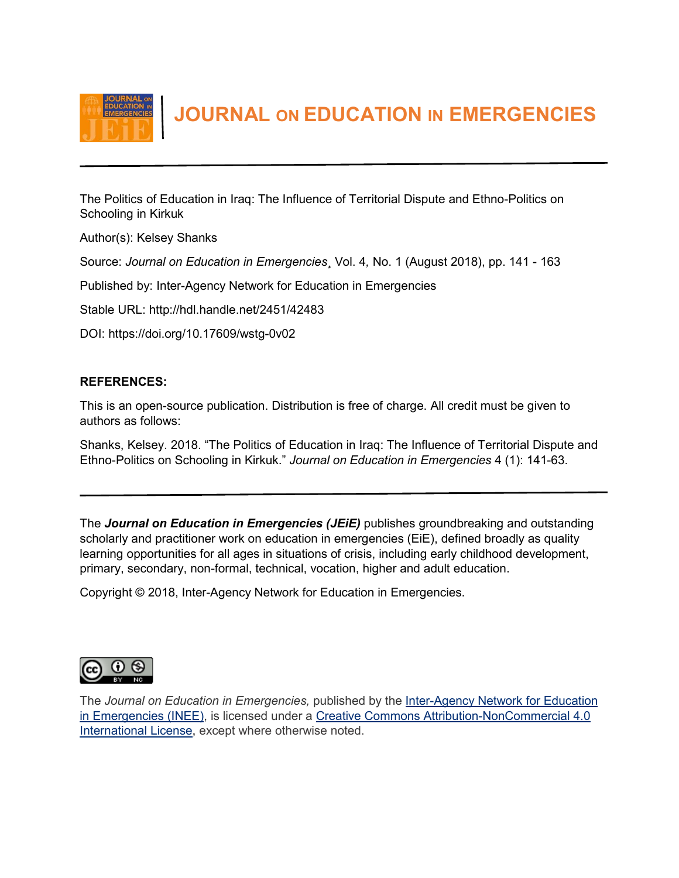# JOURNAL ON EDUCATION IN EMERGENCIES

---

The Politics of Education in Iraq: The Influence of Territorial Dispute and Ethno-Politics on Schooling in Kirkuk

Author(s): Kelsey Shanks

Source: *Journal on Education in Emergencies*¸ Vol. 4*,* No. 1 (August 2018), pp. 141 - 163

Published by: Inter-Agency Network for Education in Emergencies

Stable URL: http://hdl.handle.net/2451/42483

DOI: https://doi.org/10.17609/wstg-0v02

**REFERENCES:**

This is an open-source publication. Distribution is free of charge. All credit must be given to authors as follows:

Shanks, Kelsey. 2018. "The Politics of Education in Iraq: The Influence of Territorial Dispute and Ethno-Politics on Schooling in Kirkuk." *Journal on Education in Emergencies* 4 (1): 141-63.

---

The ***Journal on Education in Emergencies (JEiE)*** publishes groundbreaking and outstanding scholarly and practitioner work on education in emergencies (EiE), defined broadly as quality learning opportunities for all ages in situations of crisis, including early childhood development, primary, secondary, non-formal, technical, vocation, higher and adult education.

Copyright © 2018, Inter-Agency Network for Education in Emergencies.

The *Journal on Education in Emergencies,* published by the Inter-Agency Network for Education in Emergencies (INEE), is licensed under a Creative Commons Attribution-NonCommercial 4.0 International License, except where otherwise noted.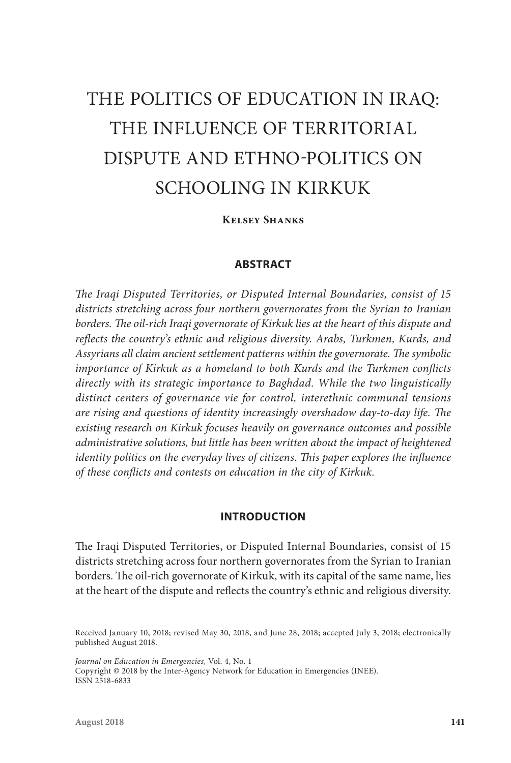# THE POLITICS OF EDUCATION IN IRAQ: THE INFLUENCE OF TERRITORIAL DISPUTE AND ETHNO-POLITICS ON SCHOOLING IN KIRKUK

**Kelsey Shanks**

## ABSTRACT

*The Iraqi Disputed Territories, or Disputed Internal Boundaries, consist of 15 districts stretching across four northern governorates from the Syrian to Iranian borders. The oil-rich Iraqi governorate of Kirkuk lies at the heart of this dispute and reflects the country's ethnic and religious diversity. Arabs, Turkmen, Kurds, and Assyrians all claim ancient settlement patterns within the governorate. The symbolic importance of Kirkuk as a homeland to both Kurds and the Turkmen conflicts directly with its strategic importance to Baghdad. While the two linguistically distinct centers of governance vie for control, interethnic communal tensions are rising and questions of identity increasingly overshadow day-to-day life. The existing research on Kirkuk focuses heavily on governance outcomes and possible administrative solutions, but little has been written about the impact of heightened identity politics on the everyday lives of citizens. This paper explores the influence of these conflicts and contests on education in the city of Kirkuk.*

## INTRODUCTION

The Iraqi Disputed Territories, or Disputed Internal Boundaries, consist of 15 districts stretching across four northern governorates from the Syrian to Iranian borders. The oil-rich governorate of Kirkuk, with its capital of the same name, lies at the heart of the dispute and reflects the country's ethnic and religious diversity.

Received January 10, 2018; revised May 30, 2018, and June 28, 2018; accepted July 3, 2018; electronically published August 2018.

*Journal on Education in Emergencies,* Vol. 4, No. 1
Copyright © 2018 by the Inter-Agency Network for Education in Emergencies (INEE).
ISSN 2518-6833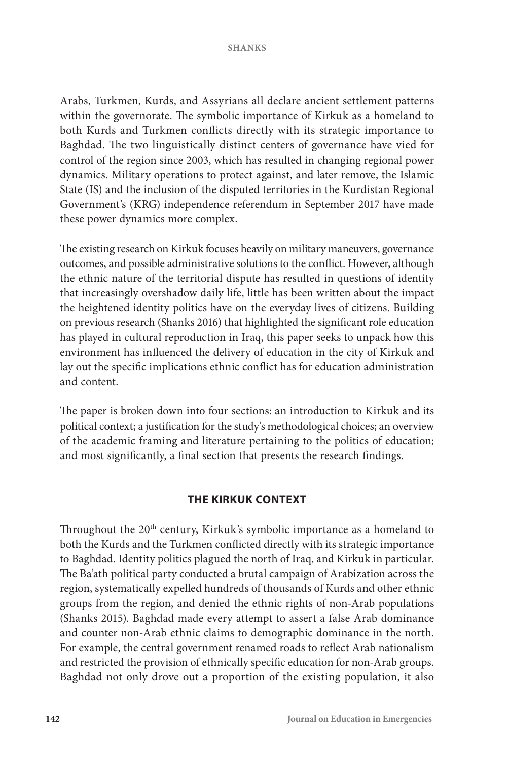Arabs, Turkmen, Kurds, and Assyrians all declare ancient settlement patterns within the governorate. The symbolic importance of Kirkuk as a homeland to both Kurds and Turkmen conflicts directly with its strategic importance to Baghdad. The two linguistically distinct centers of governance have vied for control of the region since 2003, which has resulted in changing regional power dynamics. Military operations to protect against, and later remove, the Islamic State (IS) and the inclusion of the disputed territories in the Kurdistan Regional Government's (KRG) independence referendum in September 2017 have made these power dynamics more complex.

The existing research on Kirkuk focuses heavily on military maneuvers, governance outcomes, and possible administrative solutions to the conflict. However, although the ethnic nature of the territorial dispute has resulted in questions of identity that increasingly overshadow daily life, little has been written about the impact the heightened identity politics have on the everyday lives of citizens. Building on previous research (Shanks 2016) that highlighted the significant role education has played in cultural reproduction in Iraq, this paper seeks to unpack how this environment has influenced the delivery of education in the city of Kirkuk and lay out the specific implications ethnic conflict has for education administration and content.

The paper is broken down into four sections: an introduction to Kirkuk and its political context; a justification for the study's methodological choices; an overview of the academic framing and literature pertaining to the politics of education; and most significantly, a final section that presents the research findings.

## THE KIRKUK CONTEXT

Throughout the 20th century, Kirkuk's symbolic importance as a homeland to both the Kurds and the Turkmen conflicted directly with its strategic importance to Baghdad. Identity politics plagued the north of Iraq, and Kirkuk in particular. The Ba'ath political party conducted a brutal campaign of Arabization across the region, systematically expelled hundreds of thousands of Kurds and other ethnic groups from the region, and denied the ethnic rights of non-Arab populations (Shanks 2015). Baghdad made every attempt to assert a false Arab dominance and counter non-Arab ethnic claims to demographic dominance in the north. For example, the central government renamed roads to reflect Arab nationalism and restricted the provision of ethnically specific education for non-Arab groups. Baghdad not only drove out a proportion of the existing population, it also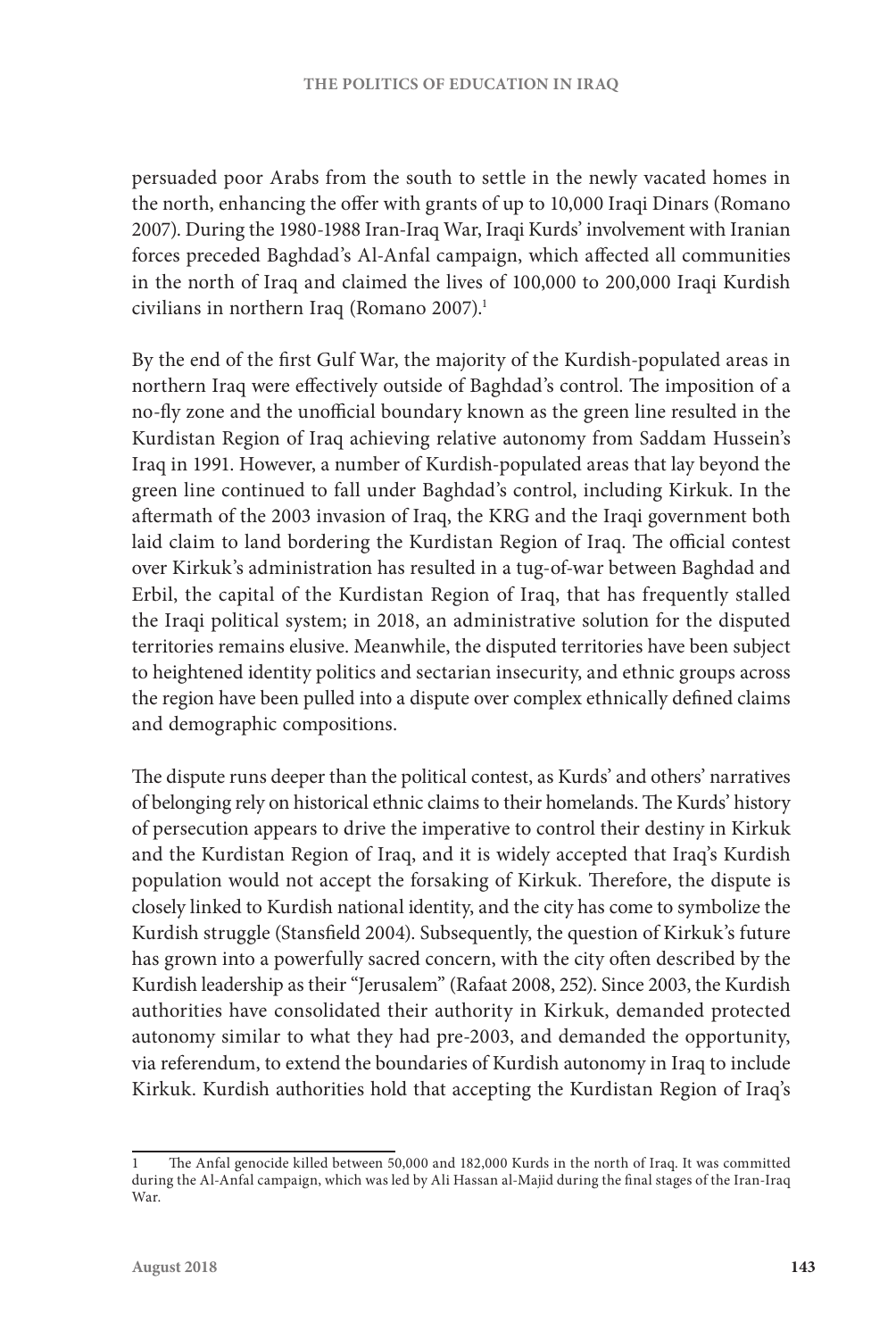persuaded poor Arabs from the south to settle in the newly vacated homes in the north, enhancing the offer with grants of up to 10,000 Iraqi Dinars (Romano 2007). During the 1980-1988 Iran-Iraq War, Iraqi Kurds' involvement with Iranian forces preceded Baghdad's Al-Anfal campaign, which affected all communities in the north of Iraq and claimed the lives of 100,000 to 200,000 Iraqi Kurdish civilians in northern Iraq (Romano 2007).[1]

By the end of the first Gulf War, the majority of the Kurdish-populated areas in northern Iraq were effectively outside of Baghdad's control. The imposition of a no-fly zone and the unofficial boundary known as the green line resulted in the Kurdistan Region of Iraq achieving relative autonomy from Saddam Hussein's Iraq in 1991. However, a number of Kurdish-populated areas that lay beyond the green line continued to fall under Baghdad's control, including Kirkuk. In the aftermath of the 2003 invasion of Iraq, the KRG and the Iraqi government both laid claim to land bordering the Kurdistan Region of Iraq. The official contest over Kirkuk's administration has resulted in a tug-of-war between Baghdad and Erbil, the capital of the Kurdistan Region of Iraq, that has frequently stalled the Iraqi political system; in 2018, an administrative solution for the disputed territories remains elusive. Meanwhile, the disputed territories have been subject to heightened identity politics and sectarian insecurity, and ethnic groups across the region have been pulled into a dispute over complex ethnically defined claims and demographic compositions.

The dispute runs deeper than the political contest, as Kurds' and others' narratives of belonging rely on historical ethnic claims to their homelands. The Kurds' history of persecution appears to drive the imperative to control their destiny in Kirkuk and the Kurdistan Region of Iraq, and it is widely accepted that Iraq's Kurdish population would not accept the forsaking of Kirkuk. Therefore, the dispute is closely linked to Kurdish national identity, and the city has come to symbolize the Kurdish struggle (Stansfield 2004). Subsequently, the question of Kirkuk's future has grown into a powerfully sacred concern, with the city often described by the Kurdish leadership as their "Jerusalem" (Rafaat 2008, 252). Since 2003, the Kurdish authorities have consolidated their authority in Kirkuk, demanded protected autonomy similar to what they had pre-2003, and demanded the opportunity, via referendum, to extend the boundaries of Kurdish autonomy in Iraq to include Kirkuk. Kurdish authorities hold that accepting the Kurdistan Region of Iraq's

---

1 The Anfal genocide killed between 50,000 and 182,000 Kurds in the north of Iraq. It was committed during the Al-Anfal campaign, which was led by Ali Hassan al-Majid during the final stages of the Iran-Iraq War.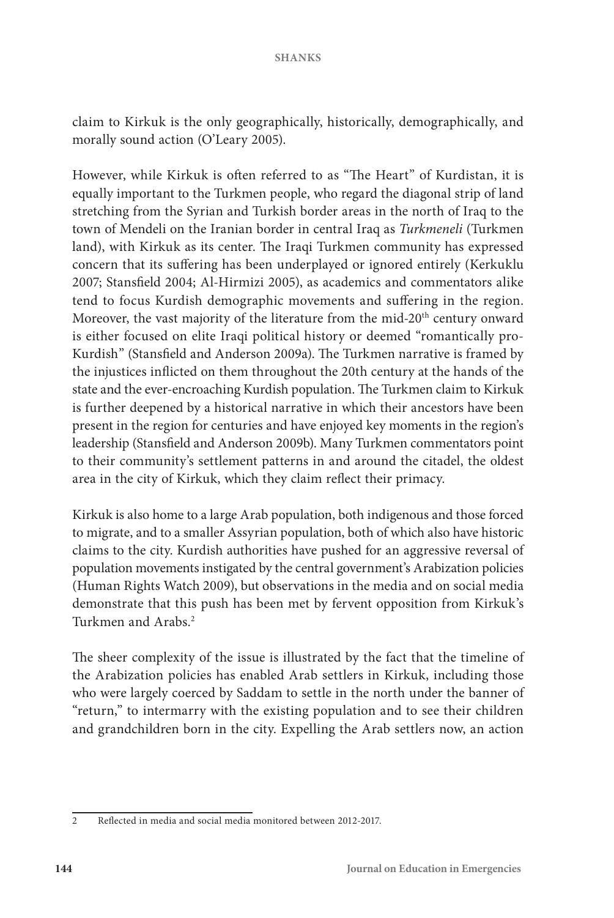claim to Kirkuk is the only geographically, historically, demographically, and morally sound action (O'Leary 2005).

However, while Kirkuk is often referred to as "The Heart" of Kurdistan, it is equally important to the Turkmen people, who regard the diagonal strip of land stretching from the Syrian and Turkish border areas in the north of Iraq to the town of Mendeli on the Iranian border in central Iraq as *Turkmeneli* (Turkmen land), with Kirkuk as its center. The Iraqi Turkmen community has expressed concern that its suffering has been underplayed or ignored entirely (Kerkuklu 2007; Stansfield 2004; Al-Hirmizi 2005), as academics and commentators alike tend to focus Kurdish demographic movements and suffering in the region. Moreover, the vast majority of the literature from the mid-20th century onward is either focused on elite Iraqi political history or deemed "romantically pro-Kurdish" (Stansfield and Anderson 2009a). The Turkmen narrative is framed by the injustices inflicted on them throughout the 20th century at the hands of the state and the ever-encroaching Kurdish population. The Turkmen claim to Kirkuk is further deepened by a historical narrative in which their ancestors have been present in the region for centuries and have enjoyed key moments in the region's leadership (Stansfield and Anderson 2009b). Many Turkmen commentators point to their community's settlement patterns in and around the citadel, the oldest area in the city of Kirkuk, which they claim reflect their primacy.

Kirkuk is also home to a large Arab population, both indigenous and those forced to migrate, and to a smaller Assyrian population, both of which also have historic claims to the city. Kurdish authorities have pushed for an aggressive reversal of population movements instigated by the central government's Arabization policies (Human Rights Watch 2009), but observations in the media and on social media demonstrate that this push has been met by fervent opposition from Kirkuk's Turkmen and Arabs.[2]

The sheer complexity of the issue is illustrated by the fact that the timeline of the Arabization policies has enabled Arab settlers in Kirkuk, including those who were largely coerced by Saddam to settle in the north under the banner of "return," to intermarry with the existing population and to see their children and grandchildren born in the city. Expelling the Arab settlers now, an action

---

2 Reflected in media and social media monitored between 2012-2017.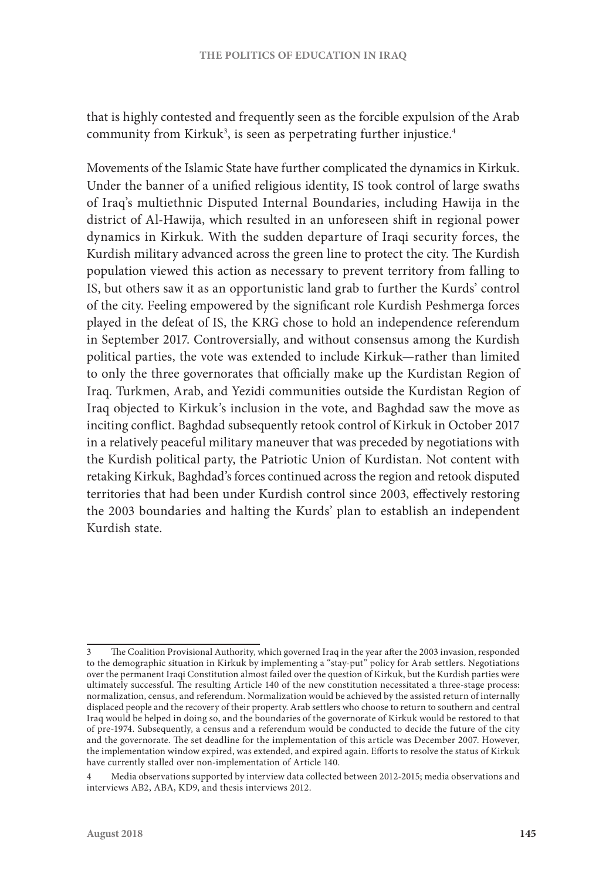that is highly contested and frequently seen as the forcible expulsion of the Arab community from Kirkuk[3], is seen as perpetrating further injustice.[4]

Movements of the Islamic State have further complicated the dynamics in Kirkuk. Under the banner of a unified religious identity, IS took control of large swaths of Iraq's multiethnic Disputed Internal Boundaries, including Hawija in the district of Al-Hawija, which resulted in an unforeseen shift in regional power dynamics in Kirkuk. With the sudden departure of Iraqi security forces, the Kurdish military advanced across the green line to protect the city. The Kurdish population viewed this action as necessary to prevent territory from falling to IS, but others saw it as an opportunistic land grab to further the Kurds' control of the city. Feeling empowered by the significant role Kurdish Peshmerga forces played in the defeat of IS, the KRG chose to hold an independence referendum in September 2017. Controversially, and without consensus among the Kurdish political parties, the vote was extended to include Kirkuk—rather than limited to only the three governorates that officially make up the Kurdistan Region of Iraq. Turkmen, Arab, and Yezidi communities outside the Kurdistan Region of Iraq objected to Kirkuk's inclusion in the vote, and Baghdad saw the move as inciting conflict. Baghdad subsequently retook control of Kirkuk in October 2017 in a relatively peaceful military maneuver that was preceded by negotiations with the Kurdish political party, the Patriotic Union of Kurdistan. Not content with retaking Kirkuk, Baghdad's forces continued across the region and retook disputed territories that had been under Kurdish control since 2003, effectively restoring the 2003 boundaries and halting the Kurds' plan to establish an independent Kurdish state.

---

3 The Coalition Provisional Authority, which governed Iraq in the year after the 2003 invasion, responded to the demographic situation in Kirkuk by implementing a "stay-put" policy for Arab settlers. Negotiations over the permanent Iraqi Constitution almost failed over the question of Kirkuk, but the Kurdish parties were ultimately successful. The resulting Article 140 of the new constitution necessitated a three-stage process: normalization, census, and referendum. Normalization would be achieved by the assisted return of internally displaced people and the recovery of their property. Arab settlers who choose to return to southern and central Iraq would be helped in doing so, and the boundaries of the governorate of Kirkuk would be restored to that of pre-1974. Subsequently, a census and a referendum would be conducted to decide the future of the city and the governorate. The set deadline for the implementation of this article was December 2007. However, the implementation window expired, was extended, and expired again. Efforts to resolve the status of Kirkuk have currently stalled over non-implementation of Article 140.

4 Media observations supported by interview data collected between 2012-2015; media observations and interviews AB2, ABA, KD9, and thesis interviews 2012.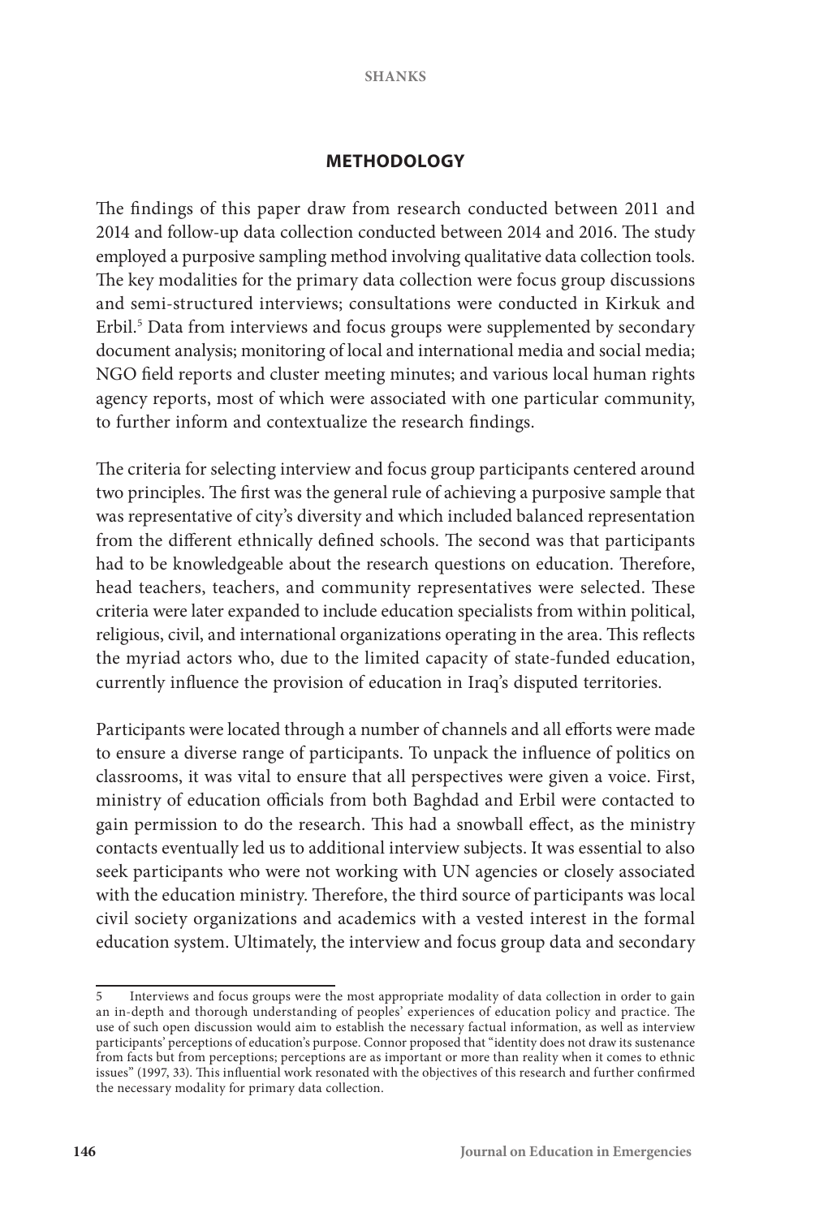## METHODOLOGY

The findings of this paper draw from research conducted between 2011 and 2014 and follow-up data collection conducted between 2014 and 2016. The study employed a purposive sampling method involving qualitative data collection tools. The key modalities for the primary data collection were focus group discussions and semi-structured interviews; consultations were conducted in Kirkuk and Erbil.[5] Data from interviews and focus groups were supplemented by secondary document analysis; monitoring of local and international media and social media; NGO field reports and cluster meeting minutes; and various local human rights agency reports, most of which were associated with one particular community, to further inform and contextualize the research findings.

The criteria for selecting interview and focus group participants centered around two principles. The first was the general rule of achieving a purposive sample that was representative of city's diversity and which included balanced representation from the different ethnically defined schools. The second was that participants had to be knowledgeable about the research questions on education. Therefore, head teachers, teachers, and community representatives were selected. These criteria were later expanded to include education specialists from within political, religious, civil, and international organizations operating in the area. This reflects the myriad actors who, due to the limited capacity of state-funded education, currently influence the provision of education in Iraq's disputed territories.

Participants were located through a number of channels and all efforts were made to ensure a diverse range of participants. To unpack the influence of politics on classrooms, it was vital to ensure that all perspectives were given a voice. First, ministry of education officials from both Baghdad and Erbil were contacted to gain permission to do the research. This had a snowball effect, as the ministry contacts eventually led us to additional interview subjects. It was essential to also seek participants who were not working with UN agencies or closely associated with the education ministry. Therefore, the third source of participants was local civil society organizations and academics with a vested interest in the formal education system. Ultimately, the interview and focus group data and secondary

---

5 Interviews and focus groups were the most appropriate modality of data collection in order to gain an in-depth and thorough understanding of peoples' experiences of education policy and practice. The use of such open discussion would aim to establish the necessary factual information, as well as interview participants' perceptions of education's purpose. Connor proposed that "identity does not draw its sustenance from facts but from perceptions; perceptions are as important or more than reality when it comes to ethnic issues" (1997, 33). This influential work resonated with the objectives of this research and further confirmed the necessary modality for primary data collection.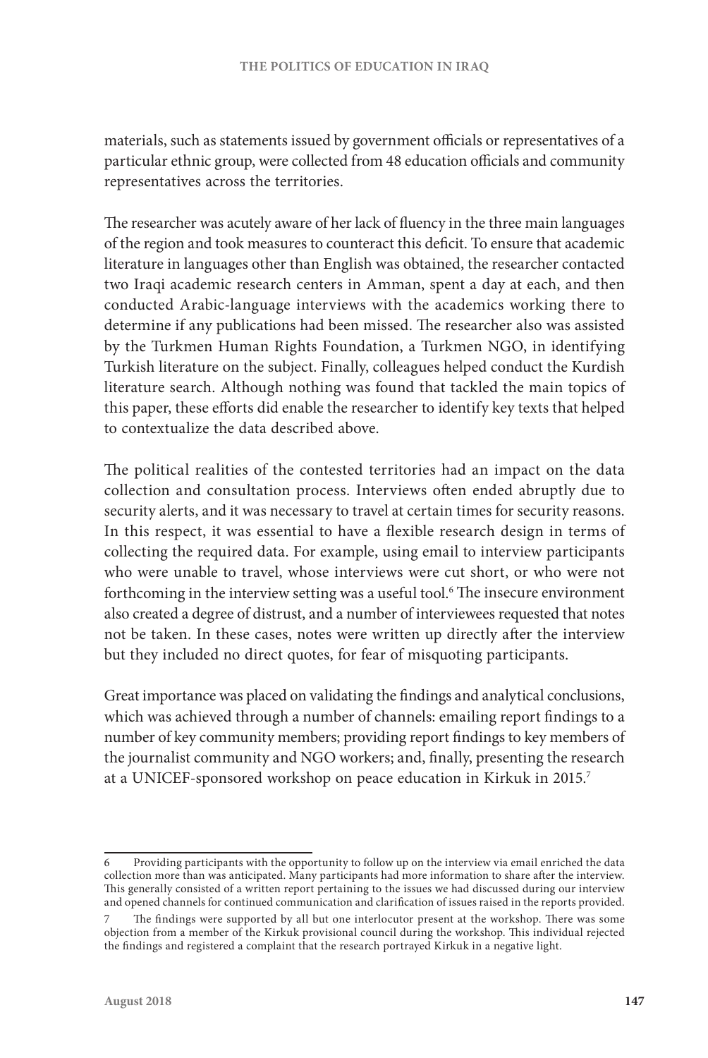materials, such as statements issued by government officials or representatives of a particular ethnic group, were collected from 48 education officials and community representatives across the territories.

The researcher was acutely aware of her lack of fluency in the three main languages of the region and took measures to counteract this deficit. To ensure that academic literature in languages other than English was obtained, the researcher contacted two Iraqi academic research centers in Amman, spent a day at each, and then conducted Arabic-language interviews with the academics working there to determine if any publications had been missed. The researcher also was assisted by the Turkmen Human Rights Foundation, a Turkmen NGO, in identifying Turkish literature on the subject. Finally, colleagues helped conduct the Kurdish literature search. Although nothing was found that tackled the main topics of this paper, these efforts did enable the researcher to identify key texts that helped to contextualize the data described above.

The political realities of the contested territories had an impact on the data collection and consultation process. Interviews often ended abruptly due to security alerts, and it was necessary to travel at certain times for security reasons. In this respect, it was essential to have a flexible research design in terms of collecting the required data. For example, using email to interview participants who were unable to travel, whose interviews were cut short, or who were not forthcoming in the interview setting was a useful tool.[6] The insecure environment also created a degree of distrust, and a number of interviewees requested that notes not be taken. In these cases, notes were written up directly after the interview but they included no direct quotes, for fear of misquoting participants.

Great importance was placed on validating the findings and analytical conclusions, which was achieved through a number of channels: emailing report findings to a number of key community members; providing report findings to key members of the journalist community and NGO workers; and, finally, presenting the research at a UNICEF-sponsored workshop on peace education in Kirkuk in 2015.[7]

---

6 Providing participants with the opportunity to follow up on the interview via email enriched the data collection more than was anticipated. Many participants had more information to share after the interview. This generally consisted of a written report pertaining to the issues we had discussed during our interview and opened channels for continued communication and clarification of issues raised in the reports provided.

7 The findings were supported by all but one interlocutor present at the workshop. There was some objection from a member of the Kirkuk provisional council during the workshop. This individual rejected the findings and registered a complaint that the research portrayed Kirkuk in a negative light.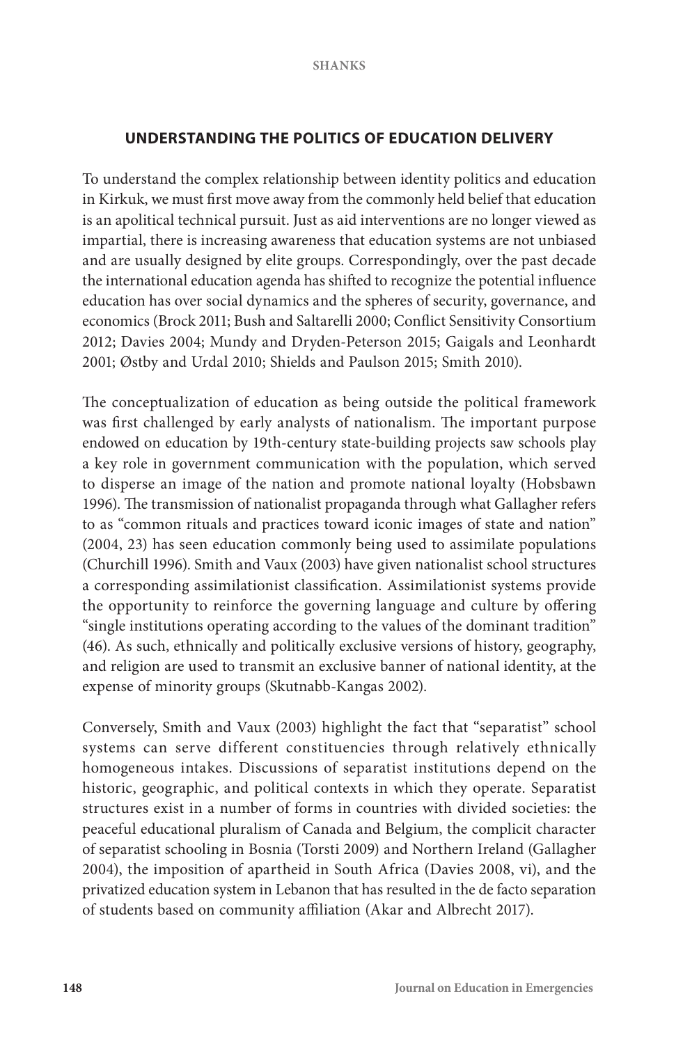## UNDERSTANDING THE POLITICS OF EDUCATION DELIVERY

To understand the complex relationship between identity politics and education in Kirkuk, we must first move away from the commonly held belief that education is an apolitical technical pursuit. Just as aid interventions are no longer viewed as impartial, there is increasing awareness that education systems are not unbiased and are usually designed by elite groups. Correspondingly, over the past decade the international education agenda has shifted to recognize the potential influence education has over social dynamics and the spheres of security, governance, and economics (Brock 2011; Bush and Saltarelli 2000; Conflict Sensitivity Consortium 2012; Davies 2004; Mundy and Dryden-Peterson 2015; Gaigals and Leonhardt 2001; Østby and Urdal 2010; Shields and Paulson 2015; Smith 2010).

The conceptualization of education as being outside the political framework was first challenged by early analysts of nationalism. The important purpose endowed on education by 19th-century state-building projects saw schools play a key role in government communication with the population, which served to disperse an image of the nation and promote national loyalty (Hobsbawn 1996). The transmission of nationalist propaganda through what Gallagher refers to as "common rituals and practices toward iconic images of state and nation" (2004, 23) has seen education commonly being used to assimilate populations (Churchill 1996). Smith and Vaux (2003) have given nationalist school structures a corresponding assimilationist classification. Assimilationist systems provide the opportunity to reinforce the governing language and culture by offering "single institutions operating according to the values of the dominant tradition" (46). As such, ethnically and politically exclusive versions of history, geography, and religion are used to transmit an exclusive banner of national identity, at the expense of minority groups (Skutnabb-Kangas 2002).

Conversely, Smith and Vaux (2003) highlight the fact that "separatist" school systems can serve different constituencies through relatively ethnically homogeneous intakes. Discussions of separatist institutions depend on the historic, geographic, and political contexts in which they operate. Separatist structures exist in a number of forms in countries with divided societies: the peaceful educational pluralism of Canada and Belgium, the complicit character of separatist schooling in Bosnia (Torsti 2009) and Northern Ireland (Gallagher 2004), the imposition of apartheid in South Africa (Davies 2008, vi), and the privatized education system in Lebanon that has resulted in the de facto separation of students based on community affiliation (Akar and Albrecht 2017).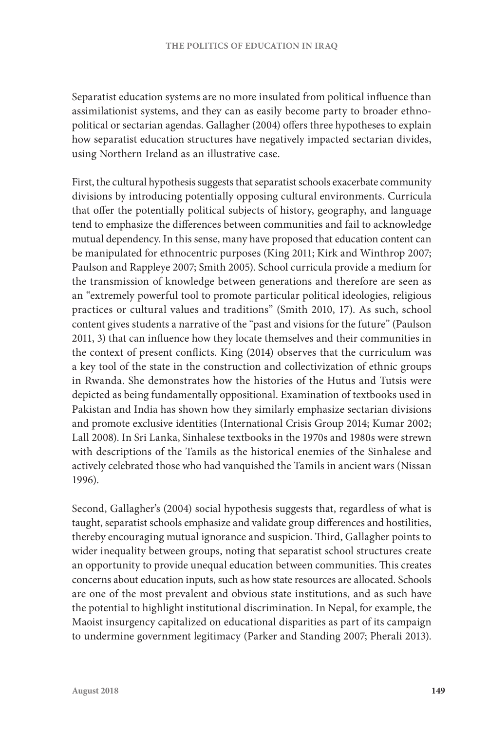Separatist education systems are no more insulated from political influence than assimilationist systems, and they can as easily become party to broader ethno-political or sectarian agendas. Gallagher (2004) offers three hypotheses to explain how separatist education structures have negatively impacted sectarian divides, using Northern Ireland as an illustrative case.

First, the cultural hypothesis suggests that separatist schools exacerbate community divisions by introducing potentially opposing cultural environments. Curricula that offer the potentially political subjects of history, geography, and language tend to emphasize the differences between communities and fail to acknowledge mutual dependency. In this sense, many have proposed that education content can be manipulated for ethnocentric purposes (King 2011; Kirk and Winthrop 2007; Paulson and Rappleye 2007; Smith 2005). School curricula provide a medium for the transmission of knowledge between generations and therefore are seen as an "extremely powerful tool to promote particular political ideologies, religious practices or cultural values and traditions" (Smith 2010, 17). As such, school content gives students a narrative of the "past and visions for the future" (Paulson 2011, 3) that can influence how they locate themselves and their communities in the context of present conflicts. King (2014) observes that the curriculum was a key tool of the state in the construction and collectivization of ethnic groups in Rwanda. She demonstrates how the histories of the Hutus and Tutsis were depicted as being fundamentally oppositional. Examination of textbooks used in Pakistan and India has shown how they similarly emphasize sectarian divisions and promote exclusive identities (International Crisis Group 2014; Kumar 2002; Lall 2008). In Sri Lanka, Sinhalese textbooks in the 1970s and 1980s were strewn with descriptions of the Tamils as the historical enemies of the Sinhalese and actively celebrated those who had vanquished the Tamils in ancient wars (Nissan 1996).

Second, Gallagher's (2004) social hypothesis suggests that, regardless of what is taught, separatist schools emphasize and validate group differences and hostilities, thereby encouraging mutual ignorance and suspicion. Third, Gallagher points to wider inequality between groups, noting that separatist school structures create an opportunity to provide unequal education between communities. This creates concerns about education inputs, such as how state resources are allocated. Schools are one of the most prevalent and obvious state institutions, and as such have the potential to highlight institutional discrimination. In Nepal, for example, the Maoist insurgency capitalized on educational disparities as part of its campaign to undermine government legitimacy (Parker and Standing 2007; Pherali 2013).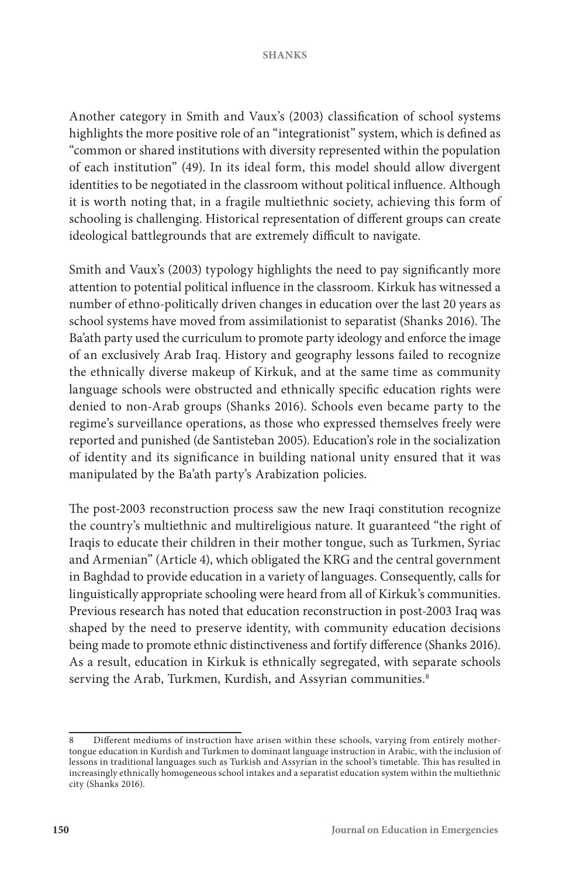Another category in Smith and Vaux's (2003) classification of school systems highlights the more positive role of an "integrationist" system, which is defined as "common or shared institutions with diversity represented within the population of each institution" (49). In its ideal form, this model should allow divergent identities to be negotiated in the classroom without political influence. Although it is worth noting that, in a fragile multiethnic society, achieving this form of schooling is challenging. Historical representation of different groups can create ideological battlegrounds that are extremely difficult to navigate.

Smith and Vaux's (2003) typology highlights the need to pay significantly more attention to potential political influence in the classroom. Kirkuk has witnessed a number of ethno-politically driven changes in education over the last 20 years as school systems have moved from assimilationist to separatist (Shanks 2016). The Ba'ath party used the curriculum to promote party ideology and enforce the image of an exclusively Arab Iraq. History and geography lessons failed to recognize the ethnically diverse makeup of Kirkuk, and at the same time as community language schools were obstructed and ethnically specific education rights were denied to non-Arab groups (Shanks 2016). Schools even became party to the regime's surveillance operations, as those who expressed themselves freely were reported and punished (de Santisteban 2005). Education's role in the socialization of identity and its significance in building national unity ensured that it was manipulated by the Ba'ath party's Arabization policies.

The post-2003 reconstruction process saw the new Iraqi constitution recognize the country's multiethnic and multireligious nature. It guaranteed "the right of Iraqis to educate their children in their mother tongue, such as Turkmen, Syriac and Armenian" (Article 4), which obligated the KRG and the central government in Baghdad to provide education in a variety of languages. Consequently, calls for linguistically appropriate schooling were heard from all of Kirkuk's communities. Previous research has noted that education reconstruction in post-2003 Iraq was shaped by the need to preserve identity, with community education decisions being made to promote ethnic distinctiveness and fortify difference (Shanks 2016). As a result, education in Kirkuk is ethnically segregated, with separate schools serving the Arab, Turkmen, Kurdish, and Assyrian communities.[8]

---

8 Different mediums of instruction have arisen within these schools, varying from entirely mother-tongue education in Kurdish and Turkmen to dominant language instruction in Arabic, with the inclusion of lessons in traditional languages such as Turkish and Assyrian in the school's timetable. This has resulted in increasingly ethnically homogeneous school intakes and a separatist education system within the multiethnic city (Shanks 2016).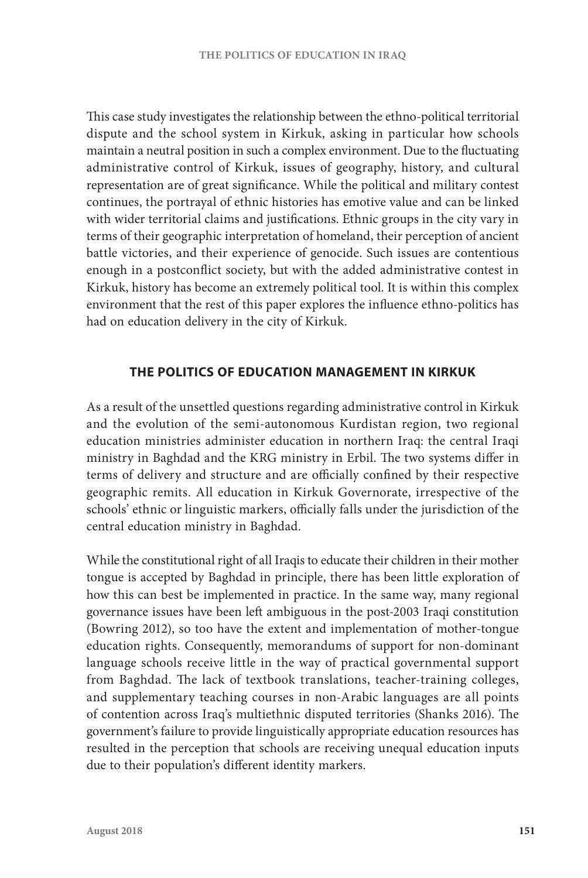This case study investigates the relationship between the ethno-political territorial dispute and the school system in Kirkuk, asking in particular how schools maintain a neutral position in such a complex environment. Due to the fluctuating administrative control of Kirkuk, issues of geography, history, and cultural representation are of great significance. While the political and military contest continues, the portrayal of ethnic histories has emotive value and can be linked with wider territorial claims and justifications. Ethnic groups in the city vary in terms of their geographic interpretation of homeland, their perception of ancient battle victories, and their experience of genocide. Such issues are contentious enough in a postconflict society, but with the added administrative contest in Kirkuk, history has become an extremely political tool. It is within this complex environment that the rest of this paper explores the influence ethno-politics has had on education delivery in the city of Kirkuk.

## THE POLITICS OF EDUCATION MANAGEMENT IN KIRKUK

As a result of the unsettled questions regarding administrative control in Kirkuk and the evolution of the semi-autonomous Kurdistan region, two regional education ministries administer education in northern Iraq: the central Iraqi ministry in Baghdad and the KRG ministry in Erbil. The two systems differ in terms of delivery and structure and are officially confined by their respective geographic remits. All education in Kirkuk Governorate, irrespective of the schools' ethnic or linguistic markers, officially falls under the jurisdiction of the central education ministry in Baghdad.

While the constitutional right of all Iraqis to educate their children in their mother tongue is accepted by Baghdad in principle, there has been little exploration of how this can best be implemented in practice. In the same way, many regional governance issues have been left ambiguous in the post-2003 Iraqi constitution (Bowring 2012), so too have the extent and implementation of mother-tongue education rights. Consequently, memorandums of support for non-dominant language schools receive little in the way of practical governmental support from Baghdad. The lack of textbook translations, teacher-training colleges, and supplementary teaching courses in non-Arabic languages are all points of contention across Iraq's multiethnic disputed territories (Shanks 2016). The government's failure to provide linguistically appropriate education resources has resulted in the perception that schools are receiving unequal education inputs due to their population's different identity markers.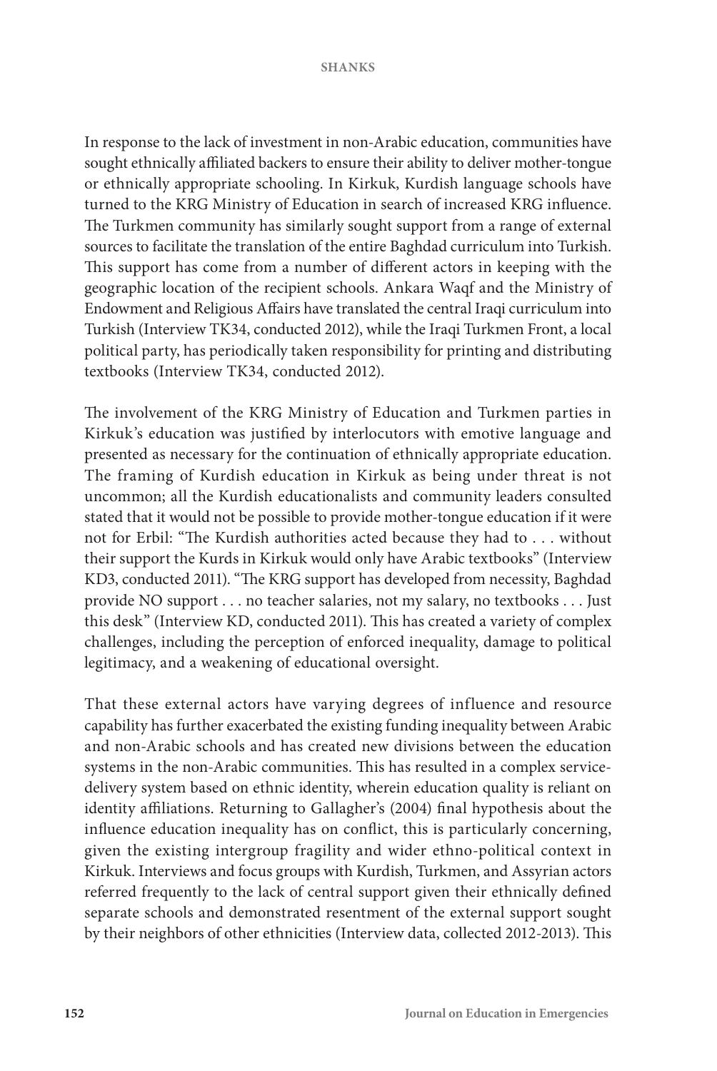In response to the lack of investment in non-Arabic education, communities have sought ethnically affiliated backers to ensure their ability to deliver mother-tongue or ethnically appropriate schooling. In Kirkuk, Kurdish language schools have turned to the KRG Ministry of Education in search of increased KRG influence. The Turkmen community has similarly sought support from a range of external sources to facilitate the translation of the entire Baghdad curriculum into Turkish. This support has come from a number of different actors in keeping with the geographic location of the recipient schools. Ankara Waqf and the Ministry of Endowment and Religious Affairs have translated the central Iraqi curriculum into Turkish (Interview TK34, conducted 2012), while the Iraqi Turkmen Front, a local political party, has periodically taken responsibility for printing and distributing textbooks (Interview TK34, conducted 2012).

The involvement of the KRG Ministry of Education and Turkmen parties in Kirkuk's education was justified by interlocutors with emotive language and presented as necessary for the continuation of ethnically appropriate education. The framing of Kurdish education in Kirkuk as being under threat is not uncommon; all the Kurdish educationalists and community leaders consulted stated that it would not be possible to provide mother-tongue education if it were not for Erbil: "The Kurdish authorities acted because they had to . . . without their support the Kurds in Kirkuk would only have Arabic textbooks" (Interview KD3, conducted 2011). "The KRG support has developed from necessity, Baghdad provide NO support . . . no teacher salaries, not my salary, no textbooks . . . Just this desk" (Interview KD, conducted 2011). This has created a variety of complex challenges, including the perception of enforced inequality, damage to political legitimacy, and a weakening of educational oversight.

That these external actors have varying degrees of influence and resource capability has further exacerbated the existing funding inequality between Arabic and non-Arabic schools and has created new divisions between the education systems in the non-Arabic communities. This has resulted in a complex service-delivery system based on ethnic identity, wherein education quality is reliant on identity affiliations. Returning to Gallagher's (2004) final hypothesis about the influence education inequality has on conflict, this is particularly concerning, given the existing intergroup fragility and wider ethno-political context in Kirkuk. Interviews and focus groups with Kurdish, Turkmen, and Assyrian actors referred frequently to the lack of central support given their ethnically defined separate schools and demonstrated resentment of the external support sought by their neighbors of other ethnicities (Interview data, collected 2012-2013). This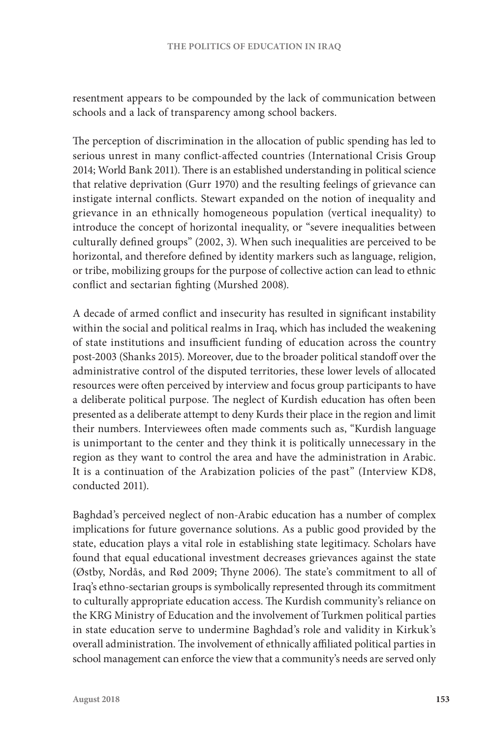resentment appears to be compounded by the lack of communication between schools and a lack of transparency among school backers.

The perception of discrimination in the allocation of public spending has led to serious unrest in many conflict-affected countries (International Crisis Group 2014; World Bank 2011). There is an established understanding in political science that relative deprivation (Gurr 1970) and the resulting feelings of grievance can instigate internal conflicts. Stewart expanded on the notion of inequality and grievance in an ethnically homogeneous population (vertical inequality) to introduce the concept of horizontal inequality, or "severe inequalities between culturally defined groups" (2002, 3). When such inequalities are perceived to be horizontal, and therefore defined by identity markers such as language, religion, or tribe, mobilizing groups for the purpose of collective action can lead to ethnic conflict and sectarian fighting (Murshed 2008).

A decade of armed conflict and insecurity has resulted in significant instability within the social and political realms in Iraq, which has included the weakening of state institutions and insufficient funding of education across the country post-2003 (Shanks 2015). Moreover, due to the broader political standoff over the administrative control of the disputed territories, these lower levels of allocated resources were often perceived by interview and focus group participants to have a deliberate political purpose. The neglect of Kurdish education has often been presented as a deliberate attempt to deny Kurds their place in the region and limit their numbers. Interviewees often made comments such as, "Kurdish language is unimportant to the center and they think it is politically unnecessary in the region as they want to control the area and have the administration in Arabic. It is a continuation of the Arabization policies of the past" (Interview KD8, conducted 2011).

Baghdad's perceived neglect of non-Arabic education has a number of complex implications for future governance solutions. As a public good provided by the state, education plays a vital role in establishing state legitimacy. Scholars have found that equal educational investment decreases grievances against the state (Østby, Nordås, and Rød 2009; Thyne 2006). The state's commitment to all of Iraq's ethno-sectarian groups is symbolically represented through its commitment to culturally appropriate education access. The Kurdish community's reliance on the KRG Ministry of Education and the involvement of Turkmen political parties in state education serve to undermine Baghdad's role and validity in Kirkuk's overall administration. The involvement of ethnically affiliated political parties in school management can enforce the view that a community's needs are served only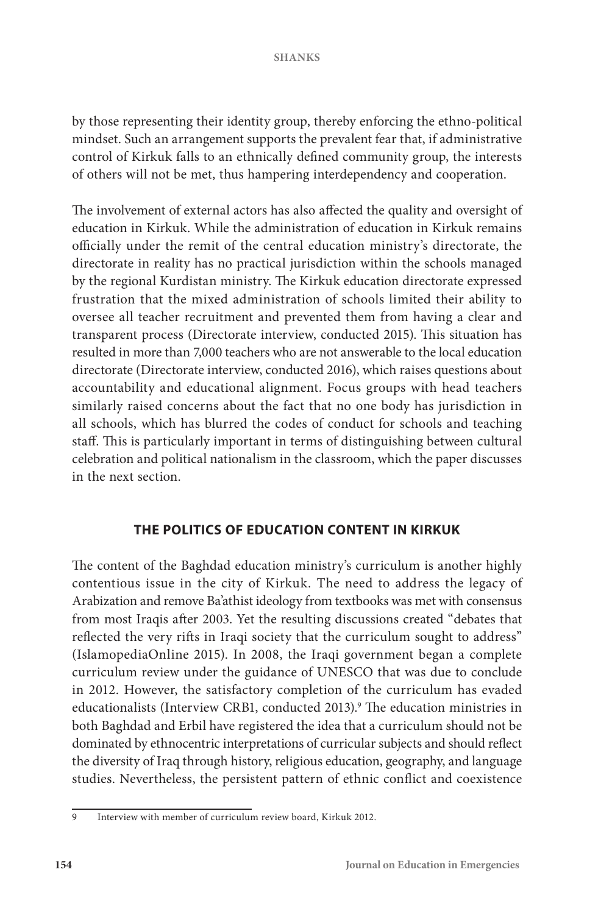by those representing their identity group, thereby enforcing the ethno-political mindset. Such an arrangement supports the prevalent fear that, if administrative control of Kirkuk falls to an ethnically defined community group, the interests of others will not be met, thus hampering interdependency and cooperation.

The involvement of external actors has also affected the quality and oversight of education in Kirkuk. While the administration of education in Kirkuk remains officially under the remit of the central education ministry's directorate, the directorate in reality has no practical jurisdiction within the schools managed by the regional Kurdistan ministry. The Kirkuk education directorate expressed frustration that the mixed administration of schools limited their ability to oversee all teacher recruitment and prevented them from having a clear and transparent process (Directorate interview, conducted 2015). This situation has resulted in more than 7,000 teachers who are not answerable to the local education directorate (Directorate interview, conducted 2016), which raises questions about accountability and educational alignment. Focus groups with head teachers similarly raised concerns about the fact that no one body has jurisdiction in all schools, which has blurred the codes of conduct for schools and teaching staff. This is particularly important in terms of distinguishing between cultural celebration and political nationalism in the classroom, which the paper discusses in the next section.

## THE POLITICS OF EDUCATION CONTENT IN KIRKUK

The content of the Baghdad education ministry's curriculum is another highly contentious issue in the city of Kirkuk. The need to address the legacy of Arabization and remove Ba'athist ideology from textbooks was met with consensus from most Iraqis after 2003. Yet the resulting discussions created "debates that reflected the very rifts in Iraqi society that the curriculum sought to address" (IslamopediaOnline 2015). In 2008, the Iraqi government began a complete curriculum review under the guidance of UNESCO that was due to conclude in 2012. However, the satisfactory completion of the curriculum has evaded educationalists (Interview CRB1, conducted 2013).[9] The education ministries in both Baghdad and Erbil have registered the idea that a curriculum should not be dominated by ethnocentric interpretations of curricular subjects and should reflect the diversity of Iraq through history, religious education, geography, and language studies. Nevertheless, the persistent pattern of ethnic conflict and coexistence

[9] Interview with member of curriculum review board, Kirkuk 2012.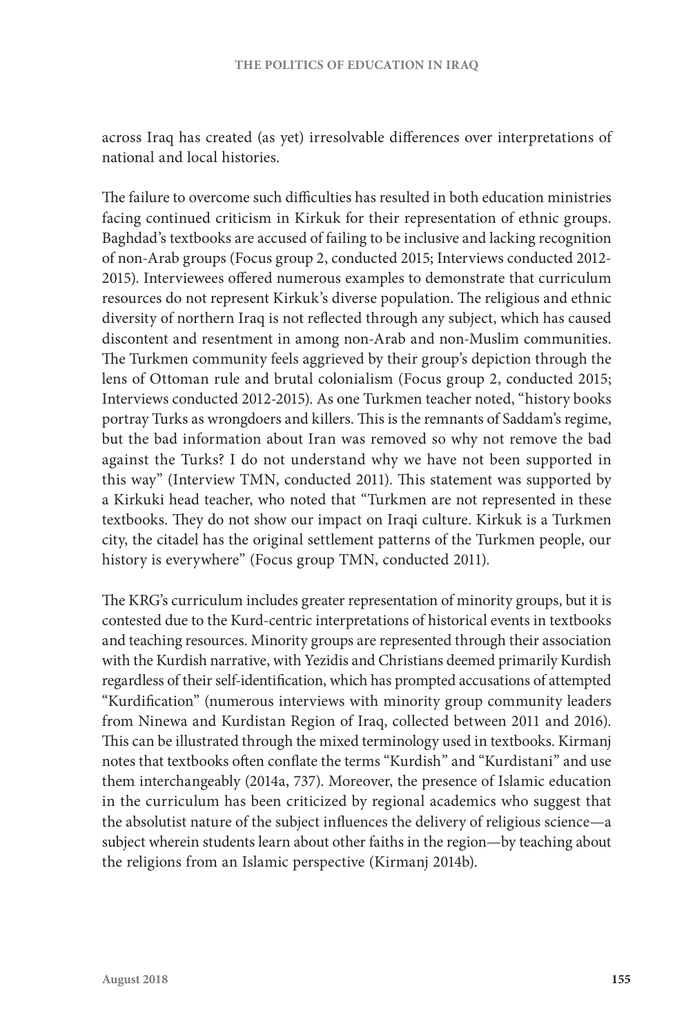across Iraq has created (as yet) irresolvable differences over interpretations of national and local histories.

The failure to overcome such difficulties has resulted in both education ministries facing continued criticism in Kirkuk for their representation of ethnic groups. Baghdad's textbooks are accused of failing to be inclusive and lacking recognition of non-Arab groups (Focus group 2, conducted 2015; Interviews conducted 2012-2015). Interviewees offered numerous examples to demonstrate that curriculum resources do not represent Kirkuk's diverse population. The religious and ethnic diversity of northern Iraq is not reflected through any subject, which has caused discontent and resentment in among non-Arab and non-Muslim communities. The Turkmen community feels aggrieved by their group's depiction through the lens of Ottoman rule and brutal colonialism (Focus group 2, conducted 2015; Interviews conducted 2012-2015). As one Turkmen teacher noted, "history books portray Turks as wrongdoers and killers. This is the remnants of Saddam's regime, but the bad information about Iran was removed so why not remove the bad against the Turks? I do not understand why we have not been supported in this way" (Interview TMN, conducted 2011). This statement was supported by a Kirkuki head teacher, who noted that "Turkmen are not represented in these textbooks. They do not show our impact on Iraqi culture. Kirkuk is a Turkmen city, the citadel has the original settlement patterns of the Turkmen people, our history is everywhere" (Focus group TMN, conducted 2011).

The KRG's curriculum includes greater representation of minority groups, but it is contested due to the Kurd-centric interpretations of historical events in textbooks and teaching resources. Minority groups are represented through their association with the Kurdish narrative, with Yezidis and Christians deemed primarily Kurdish regardless of their self-identification, which has prompted accusations of attempted "Kurdification" (numerous interviews with minority group community leaders from Ninewa and Kurdistan Region of Iraq, collected between 2011 and 2016). This can be illustrated through the mixed terminology used in textbooks. Kirmanj notes that textbooks often conflate the terms "Kurdish" and "Kurdistani" and use them interchangeably (2014a, 737). Moreover, the presence of Islamic education in the curriculum has been criticized by regional academics who suggest that the absolutist nature of the subject influences the delivery of religious science—a subject wherein students learn about other faiths in the region—by teaching about the religions from an Islamic perspective (Kirmanj 2014b).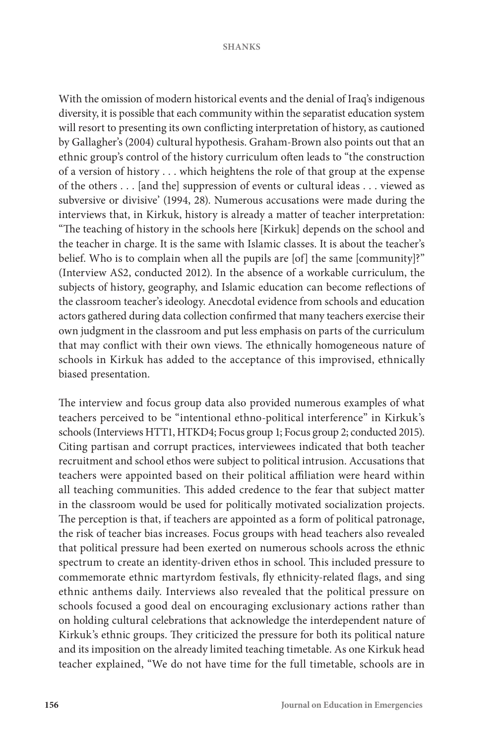With the omission of modern historical events and the denial of Iraq's indigenous diversity, it is possible that each community within the separatist education system will resort to presenting its own conflicting interpretation of history, as cautioned by Gallagher's (2004) cultural hypothesis. Graham-Brown also points out that an ethnic group's control of the history curriculum often leads to "the construction of a version of history . . . which heightens the role of that group at the expense of the others . . . [and the] suppression of events or cultural ideas . . . viewed as subversive or divisive' (1994, 28). Numerous accusations were made during the interviews that, in Kirkuk, history is already a matter of teacher interpretation: "The teaching of history in the schools here [Kirkuk] depends on the school and the teacher in charge. It is the same with Islamic classes. It is about the teacher's belief. Who is to complain when all the pupils are [of] the same [community]?" (Interview AS2, conducted 2012). In the absence of a workable curriculum, the subjects of history, geography, and Islamic education can become reflections of the classroom teacher's ideology. Anecdotal evidence from schools and education actors gathered during data collection confirmed that many teachers exercise their own judgment in the classroom and put less emphasis on parts of the curriculum that may conflict with their own views. The ethnically homogeneous nature of schools in Kirkuk has added to the acceptance of this improvised, ethnically biased presentation.

The interview and focus group data also provided numerous examples of what teachers perceived to be "intentional ethno-political interference" in Kirkuk's schools (Interviews HTT1, HTKD4; Focus group 1; Focus group 2; conducted 2015). Citing partisan and corrupt practices, interviewees indicated that both teacher recruitment and school ethos were subject to political intrusion. Accusations that teachers were appointed based on their political affiliation were heard within all teaching communities. This added credence to the fear that subject matter in the classroom would be used for politically motivated socialization projects. The perception is that, if teachers are appointed as a form of political patronage, the risk of teacher bias increases. Focus groups with head teachers also revealed that political pressure had been exerted on numerous schools across the ethnic spectrum to create an identity-driven ethos in school. This included pressure to commemorate ethnic martyrdom festivals, fly ethnicity-related flags, and sing ethnic anthems daily. Interviews also revealed that the political pressure on schools focused a good deal on encouraging exclusionary actions rather than on holding cultural celebrations that acknowledge the interdependent nature of Kirkuk's ethnic groups. They criticized the pressure for both its political nature and its imposition on the already limited teaching timetable. As one Kirkuk head teacher explained, "We do not have time for the full timetable, schools are in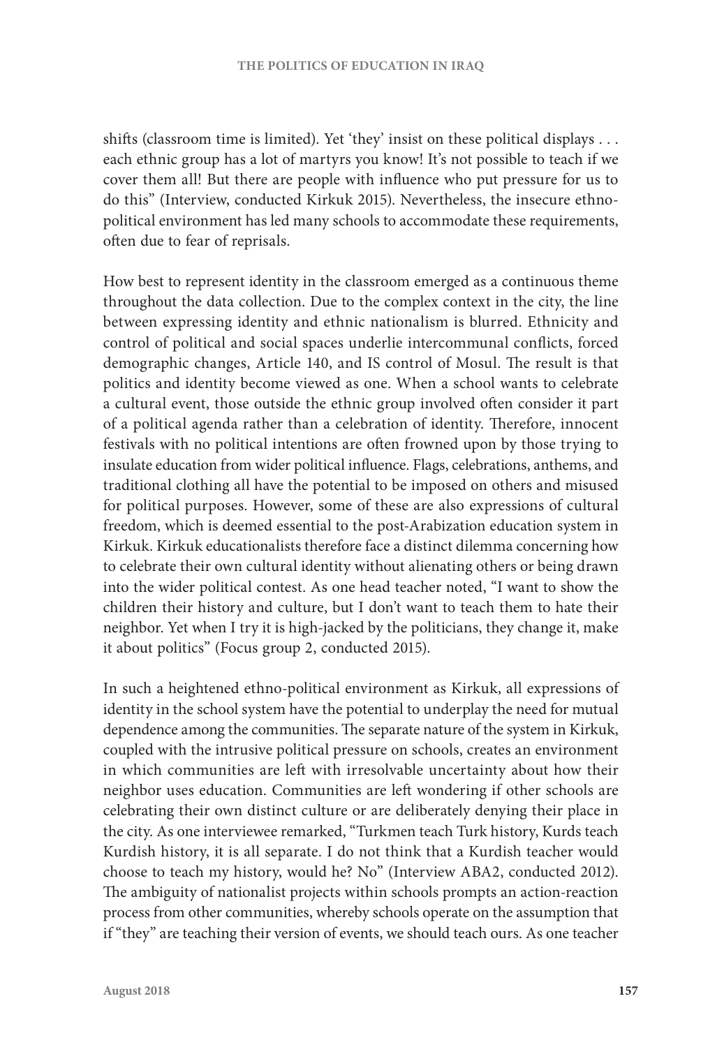shifts (classroom time is limited). Yet 'they' insist on these political displays . . . each ethnic group has a lot of martyrs you know! It's not possible to teach if we cover them all! But there are people with influence who put pressure for us to do this" (Interview, conducted Kirkuk 2015). Nevertheless, the insecure ethno-political environment has led many schools to accommodate these requirements, often due to fear of reprisals.

How best to represent identity in the classroom emerged as a continuous theme throughout the data collection. Due to the complex context in the city, the line between expressing identity and ethnic nationalism is blurred. Ethnicity and control of political and social spaces underlie intercommunal conflicts, forced demographic changes, Article 140, and IS control of Mosul. The result is that politics and identity become viewed as one. When a school wants to celebrate a cultural event, those outside the ethnic group involved often consider it part of a political agenda rather than a celebration of identity. Therefore, innocent festivals with no political intentions are often frowned upon by those trying to insulate education from wider political influence. Flags, celebrations, anthems, and traditional clothing all have the potential to be imposed on others and misused for political purposes. However, some of these are also expressions of cultural freedom, which is deemed essential to the post-Arabization education system in Kirkuk. Kirkuk educationalists therefore face a distinct dilemma concerning how to celebrate their own cultural identity without alienating others or being drawn into the wider political contest. As one head teacher noted, "I want to show the children their history and culture, but I don't want to teach them to hate their neighbor. Yet when I try it is high-jacked by the politicians, they change it, make it about politics" (Focus group 2, conducted 2015).

In such a heightened ethno-political environment as Kirkuk, all expressions of identity in the school system have the potential to underplay the need for mutual dependence among the communities. The separate nature of the system in Kirkuk, coupled with the intrusive political pressure on schools, creates an environment in which communities are left with irresolvable uncertainty about how their neighbor uses education. Communities are left wondering if other schools are celebrating their own distinct culture or are deliberately denying their place in the city. As one interviewee remarked, "Turkmen teach Turk history, Kurds teach Kurdish history, it is all separate. I do not think that a Kurdish teacher would choose to teach my history, would he? No" (Interview ABA2, conducted 2012). The ambiguity of nationalist projects within schools prompts an action-reaction process from other communities, whereby schools operate on the assumption that if "they" are teaching their version of events, we should teach ours. As one teacher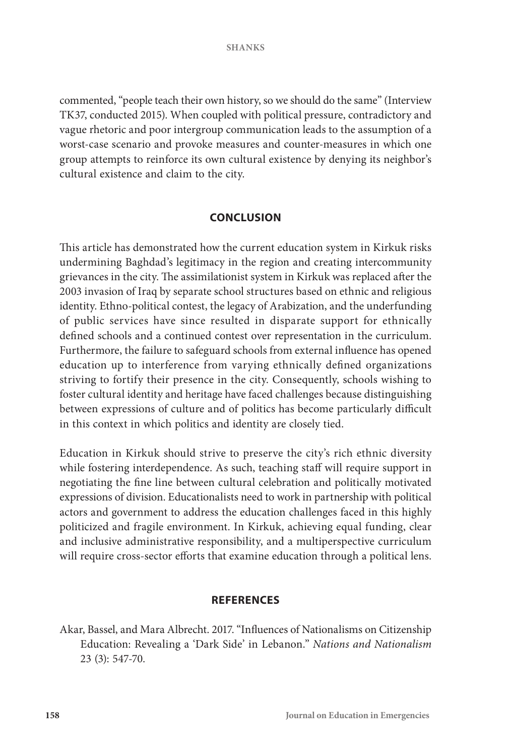commented, "people teach their own history, so we should do the same" (Interview TK37, conducted 2015). When coupled with political pressure, contradictory and vague rhetoric and poor intergroup communication leads to the assumption of a worst-case scenario and provoke measures and counter-measures in which one group attempts to reinforce its own cultural existence by denying its neighbor's cultural existence and claim to the city.

## CONCLUSION

This article has demonstrated how the current education system in Kirkuk risks undermining Baghdad's legitimacy in the region and creating intercommunity grievances in the city. The assimilationist system in Kirkuk was replaced after the 2003 invasion of Iraq by separate school structures based on ethnic and religious identity. Ethno-political contest, the legacy of Arabization, and the underfunding of public services have since resulted in disparate support for ethnically defined schools and a continued contest over representation in the curriculum. Furthermore, the failure to safeguard schools from external influence has opened education up to interference from varying ethnically defined organizations striving to fortify their presence in the city. Consequently, schools wishing to foster cultural identity and heritage have faced challenges because distinguishing between expressions of culture and of politics has become particularly difficult in this context in which politics and identity are closely tied.

Education in Kirkuk should strive to preserve the city's rich ethnic diversity while fostering interdependence. As such, teaching staff will require support in negotiating the fine line between cultural celebration and politically motivated expressions of division. Educationalists need to work in partnership with political actors and government to address the education challenges faced in this highly politicized and fragile environment. In Kirkuk, achieving equal funding, clear and inclusive administrative responsibility, and a multiperspective curriculum will require cross-sector efforts that examine education through a political lens.

## REFERENCES

Akar, Bassel, and Mara Albrecht. 2017. "Influences of Nationalisms on Citizenship Education: Revealing a 'Dark Side' in Lebanon." *Nations and Nationalism* 23 (3): 547-70.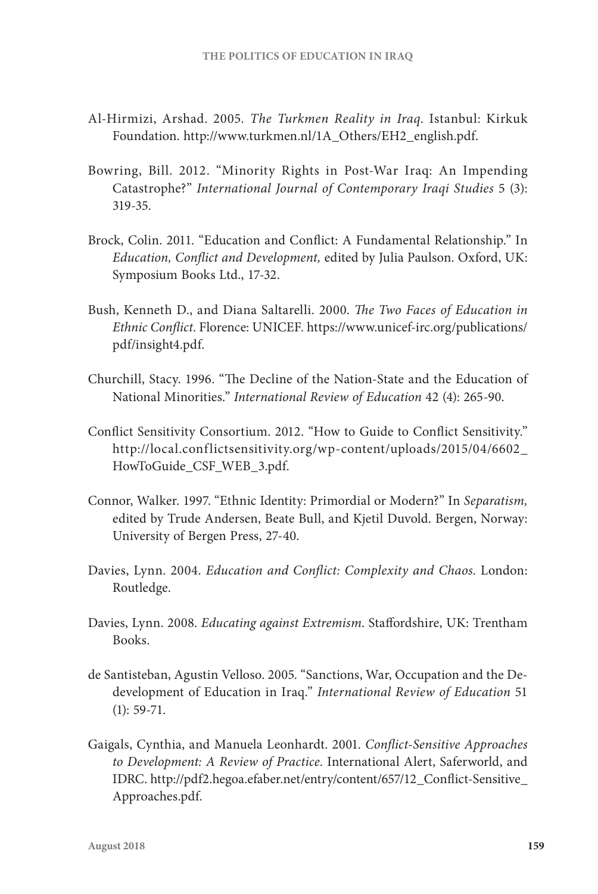Al-Hirmizi, Arshad. 2005. *The Turkmen Reality in Iraq*. Istanbul: Kirkuk Foundation. http://www.turkmen.nl/1A_Others/EH2_english.pdf.

Bowring, Bill. 2012. "Minority Rights in Post-War Iraq: An Impending Catastrophe?" *International Journal of Contemporary Iraqi Studies* 5 (3): 319-35.

Brock, Colin. 2011. "Education and Conflict: A Fundamental Relationship." In *Education, Conflict and Development,* edited by Julia Paulson. Oxford, UK: Symposium Books Ltd., 17-32.

Bush, Kenneth D., and Diana Saltarelli. 2000. *The Two Faces of Education in Ethnic Conflict*. Florence: UNICEF. https://www.unicef-irc.org/publications/pdf/insight4.pdf.

Churchill, Stacy. 1996. "The Decline of the Nation-State and the Education of National Minorities." *International Review of Education* 42 (4): 265-90.

Conflict Sensitivity Consortium. 2012. "How to Guide to Conflict Sensitivity." http://local.conflictsensitivity.org/wp-content/uploads/2015/04/6602_HowToGuide_CSF_WEB_3.pdf.

Connor, Walker. 1997. "Ethnic Identity: Primordial or Modern?" In *Separatism,* edited by Trude Andersen, Beate Bull, and Kjetil Duvold. Bergen, Norway: University of Bergen Press, 27-40.

Davies, Lynn. 2004. *Education and Conflict: Complexity and Chaos*. London: Routledge.

Davies, Lynn. 2008. *Educating against Extremism*. Staffordshire, UK: Trentham Books.

de Santisteban, Agustin Velloso. 2005. "Sanctions, War, Occupation and the De-development of Education in Iraq." *International Review of Education* 51 (1): 59-71.

Gaigals, Cynthia, and Manuela Leonhardt. 2001. *Conflict-Sensitive Approaches to Development: A Review of Practice*. International Alert, Saferworld, and IDRC. http://pdf2.hegoa.efaber.net/entry/content/657/12_Conflict-Sensitive_Approaches.pdf.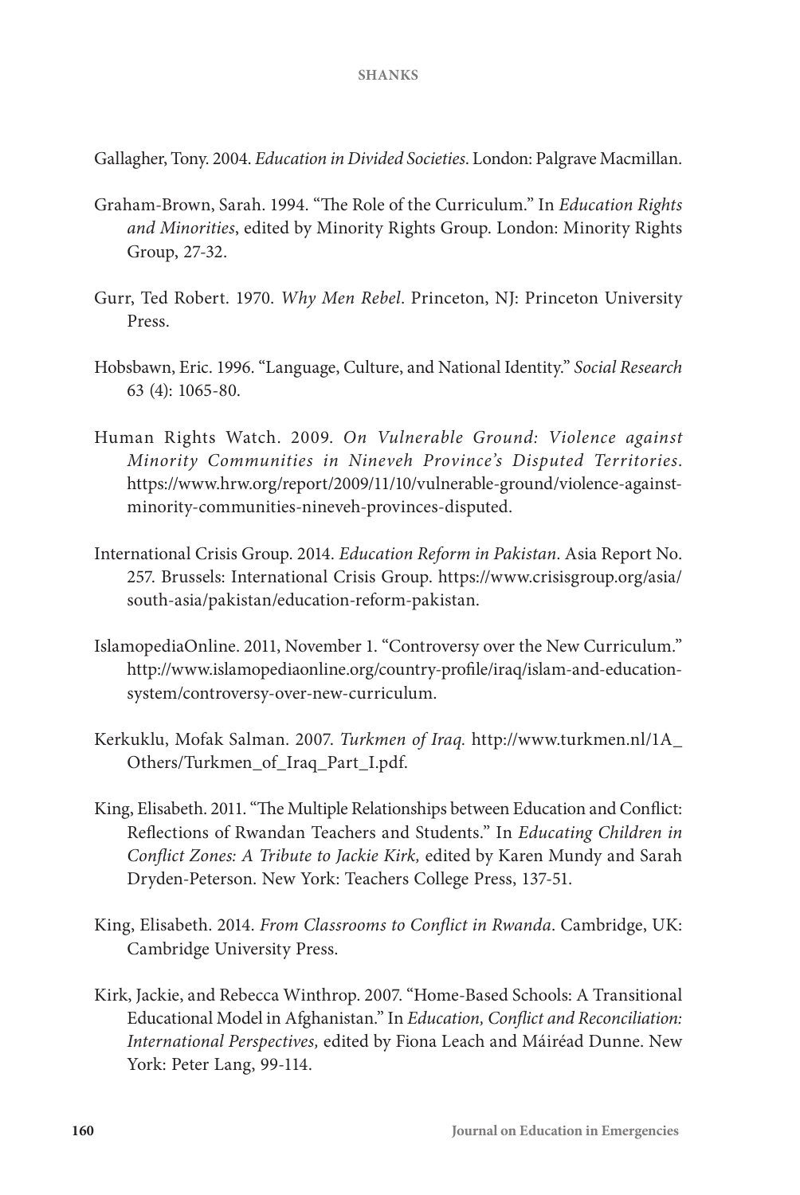Gallagher, Tony. 2004. *Education in Divided Societies*. London: Palgrave Macmillan.

Graham-Brown, Sarah. 1994. "The Role of the Curriculum." In *Education Rights and Minorities*, edited by Minority Rights Group. London: Minority Rights Group, 27-32.

Gurr, Ted Robert. 1970. *Why Men Rebel*. Princeton, NJ: Princeton University Press.

Hobsbawn, Eric. 1996. "Language, Culture, and National Identity." *Social Research* 63 (4): 1065-80.

Human Rights Watch. 2009. *On Vulnerable Ground: Violence against Minority Communities in Nineveh Province's Disputed Territories*. https://www.hrw.org/report/2009/11/10/vulnerable-ground/violence-against-minority-communities-nineveh-provinces-disputed.

International Crisis Group. 2014. *Education Reform in Pakistan*. Asia Report No. 257. Brussels: International Crisis Group. https://www.crisisgroup.org/asia/south-asia/pakistan/education-reform-pakistan.

IslamopediaOnline. 2011, November 1. "Controversy over the New Curriculum." http://www.islamopediaonline.org/country-profile/iraq/islam-and-education-system/controversy-over-new-curriculum.

Kerkuklu, Mofak Salman. 2007. *Turkmen of Iraq.* http://www.turkmen.nl/1A_Others/Turkmen_of_Iraq_Part_I.pdf.

King, Elisabeth. 2011. "The Multiple Relationships between Education and Conflict: Reflections of Rwandan Teachers and Students." In *Educating Children in Conflict Zones: A Tribute to Jackie Kirk,* edited by Karen Mundy and Sarah Dryden-Peterson. New York: Teachers College Press, 137-51.

King, Elisabeth. 2014. *From Classrooms to Conflict in Rwanda*. Cambridge, UK: Cambridge University Press.

Kirk, Jackie, and Rebecca Winthrop. 2007. "Home-Based Schools: A Transitional Educational Model in Afghanistan." In *Education, Conflict and Reconciliation: International Perspectives,* edited by Fiona Leach and Máiréad Dunne. New York: Peter Lang, 99-114.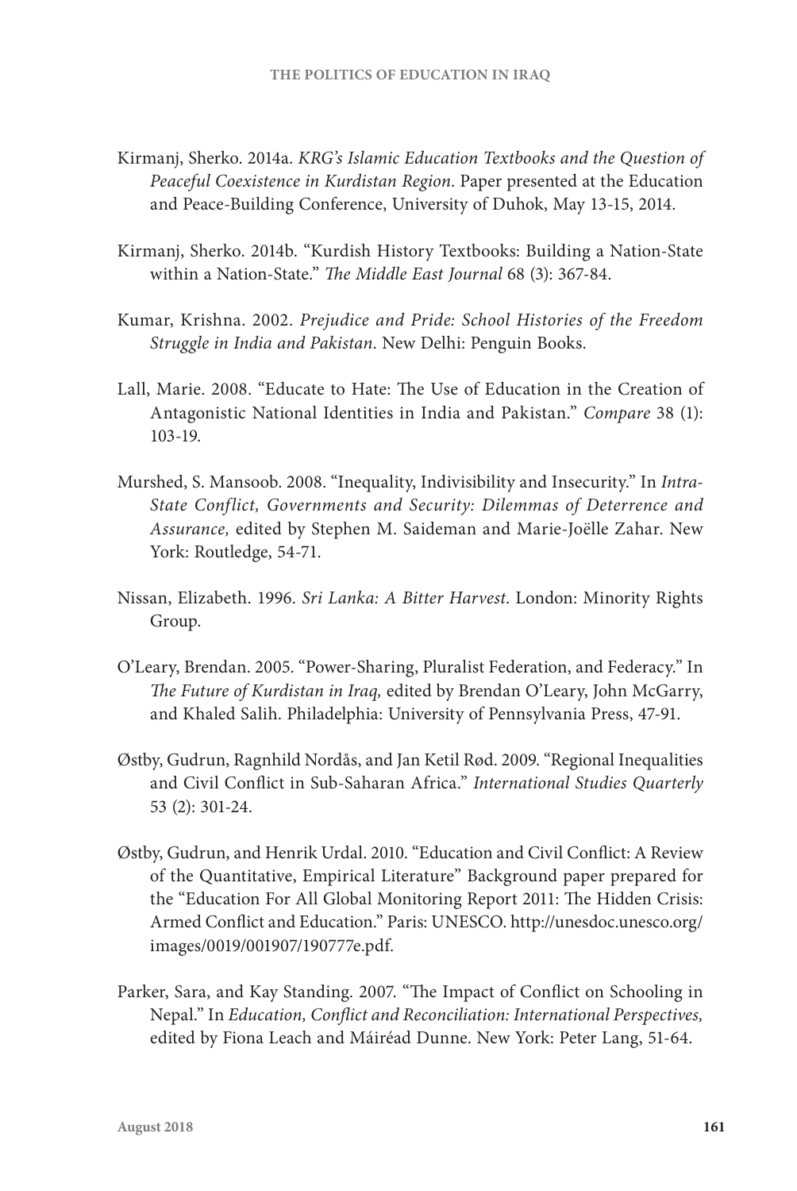Kirmanj, Sherko. 2014a. *KRG's Islamic Education Textbooks and the Question of Peaceful Coexistence in Kurdistan Region*. Paper presented at the Education and Peace-Building Conference, University of Duhok, May 13-15, 2014.

Kirmanj, Sherko. 2014b. "Kurdish History Textbooks: Building a Nation-State within a Nation-State." *The Middle East Journal* 68 (3): 367-84.

Kumar, Krishna. 2002. *Prejudice and Pride: School Histories of the Freedom Struggle in India and Pakistan*. New Delhi: Penguin Books.

Lall, Marie. 2008. "Educate to Hate: The Use of Education in the Creation of Antagonistic National Identities in India and Pakistan." *Compare* 38 (1): 103-19.

Murshed, S. Mansoob. 2008. "Inequality, Indivisibility and Insecurity." In *Intra-State Conflict, Governments and Security: Dilemmas of Deterrence and Assurance,* edited by Stephen M. Saideman and Marie-Joëlle Zahar. New York: Routledge, 54-71.

Nissan, Elizabeth. 1996. *Sri Lanka: A Bitter Harvest*. London: Minority Rights Group.

O'Leary, Brendan. 2005. "Power-Sharing, Pluralist Federation, and Federacy." In *The Future of Kurdistan in Iraq,* edited by Brendan O'Leary, John McGarry, and Khaled Salih. Philadelphia: University of Pennsylvania Press, 47-91.

Østby, Gudrun, Ragnhild Nordås, and Jan Ketil Rød. 2009. "Regional Inequalities and Civil Conflict in Sub-Saharan Africa." *International Studies Quarterly* 53 (2): 301-24.

Østby, Gudrun, and Henrik Urdal. 2010. "Education and Civil Conflict: A Review of the Quantitative, Empirical Literature" Background paper prepared for the "Education For All Global Monitoring Report 2011: The Hidden Crisis: Armed Conflict and Education." Paris: UNESCO. http://unesdoc.unesco.org/images/0019/001907/190777e.pdf.

Parker, Sara, and Kay Standing. 2007. "The Impact of Conflict on Schooling in Nepal." In *Education, Conflict and Reconciliation: International Perspectives,* edited by Fiona Leach and Máiréad Dunne. New York: Peter Lang, 51-64.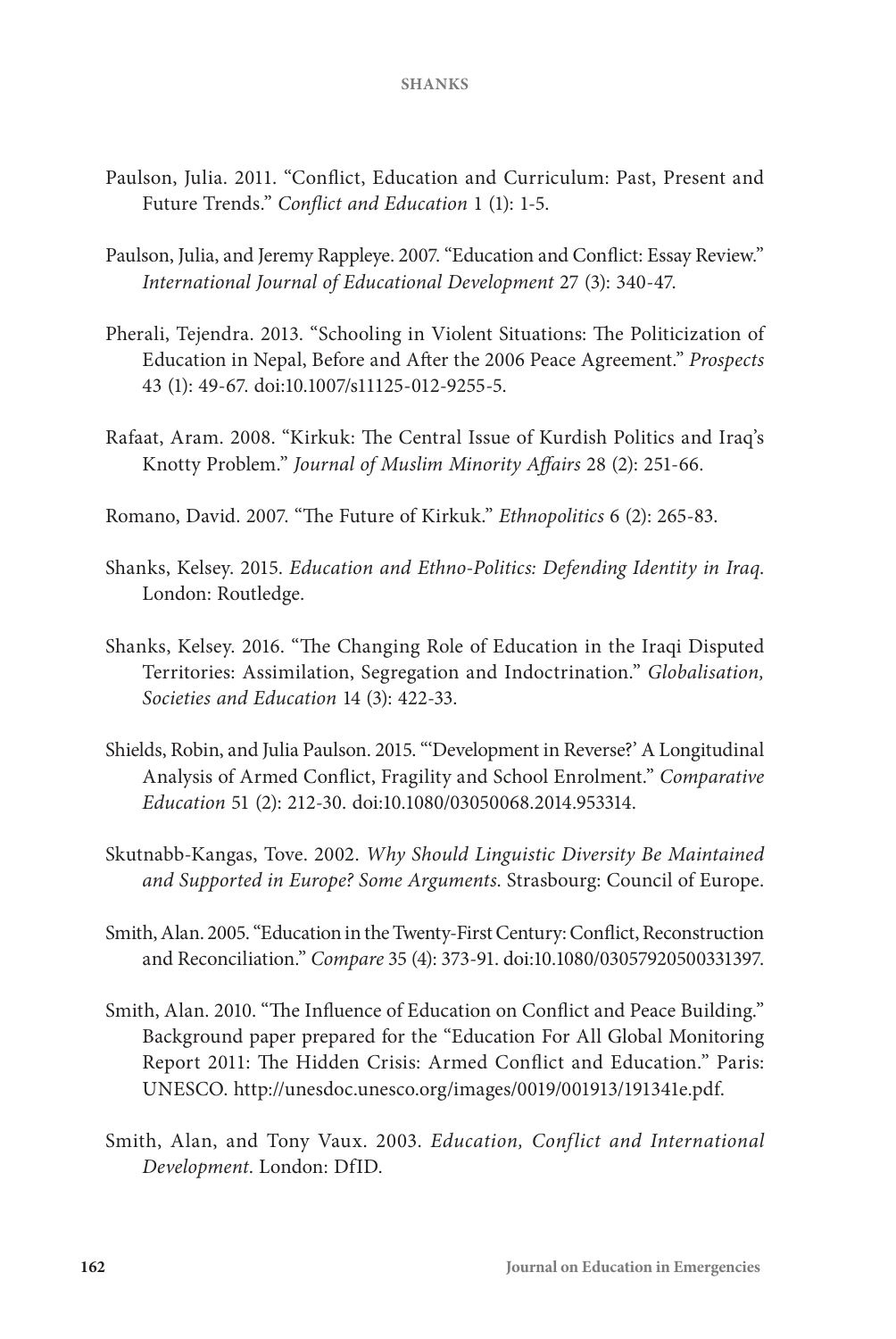Paulson, Julia. 2011. "Conflict, Education and Curriculum: Past, Present and Future Trends." *Conflict and Education* 1 (1): 1-5.

Paulson, Julia, and Jeremy Rappleye. 2007. "Education and Conflict: Essay Review." *International Journal of Educational Development* 27 (3): 340-47.

Pherali, Tejendra. 2013. "Schooling in Violent Situations: The Politicization of Education in Nepal, Before and After the 2006 Peace Agreement." *Prospects* 43 (1): 49-67. doi:10.1007/s11125-012-9255-5.

Rafaat, Aram. 2008. "Kirkuk: The Central Issue of Kurdish Politics and Iraq's Knotty Problem." *Journal of Muslim Minority Affairs* 28 (2): 251-66.

Romano, David. 2007. "The Future of Kirkuk." *Ethnopolitics* 6 (2): 265-83.

Shanks, Kelsey. 2015. *Education and Ethno-Politics: Defending Identity in Iraq*. London: Routledge.

Shanks, Kelsey. 2016. "The Changing Role of Education in the Iraqi Disputed Territories: Assimilation, Segregation and Indoctrination." *Globalisation, Societies and Education* 14 (3): 422-33.

Shields, Robin, and Julia Paulson. 2015. "'Development in Reverse?' A Longitudinal Analysis of Armed Conflict, Fragility and School Enrolment." *Comparative Education* 51 (2): 212-30. doi:10.1080/03050068.2014.953314.

Skutnabb-Kangas, Tove. 2002. *Why Should Linguistic Diversity Be Maintained and Supported in Europe? Some Arguments*. Strasbourg: Council of Europe.

Smith, Alan. 2005. "Education in the Twenty-First Century: Conflict, Reconstruction and Reconciliation." *Compare* 35 (4): 373-91. doi:10.1080/03057920500331397.

Smith, Alan. 2010. "The Influence of Education on Conflict and Peace Building." Background paper prepared for the "Education For All Global Monitoring Report 2011: The Hidden Crisis: Armed Conflict and Education." Paris: UNESCO. http://unesdoc.unesco.org/images/0019/001913/191341e.pdf.

Smith, Alan, and Tony Vaux. 2003. *Education, Conflict and International Development*. London: DfID.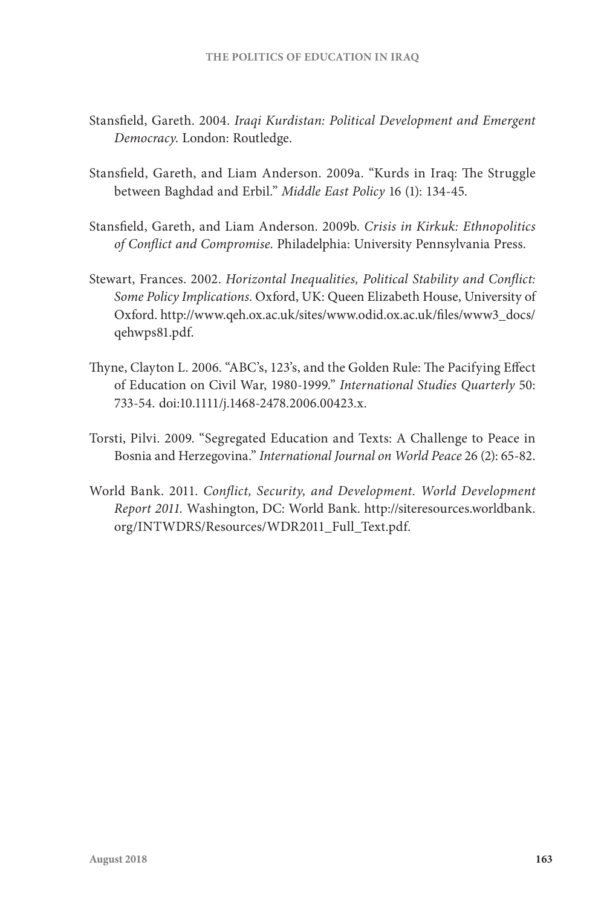Stansfield, Gareth. 2004. *Iraqi Kurdistan: Political Development and Emergent Democracy*. London: Routledge.

Stansfield, Gareth, and Liam Anderson. 2009a. "Kurds in Iraq: The Struggle between Baghdad and Erbil." *Middle East Policy* 16 (1): 134-45.

Stansfield, Gareth, and Liam Anderson. 2009b. *Crisis in Kirkuk: Ethnopolitics of Conflict and Compromise*. Philadelphia: University Pennsylvania Press.

Stewart, Frances. 2002. *Horizontal Inequalities, Political Stability and Conflict: Some Policy Implications*. Oxford, UK: Queen Elizabeth House, University of Oxford. http://www.qeh.ox.ac.uk/sites/www.odid.ox.ac.uk/files/www3_docs/qehwps81.pdf.

Thyne, Clayton L. 2006. "ABC's, 123's, and the Golden Rule: The Pacifying Effect of Education on Civil War, 1980-1999." *International Studies Quarterly* 50: 733-54. doi:10.1111/j.1468-2478.2006.00423.x.

Torsti, Pilvi. 2009. "Segregated Education and Texts: A Challenge to Peace in Bosnia and Herzegovina." *International Journal on World Peace* 26 (2): 65-82.

World Bank. 2011. *Conflict, Security, and Development. World Development Report 2011.* Washington, DC: World Bank. http://siteresources.worldbank.org/INTWDRS/Resources/WDR2011_Full_Text.pdf.